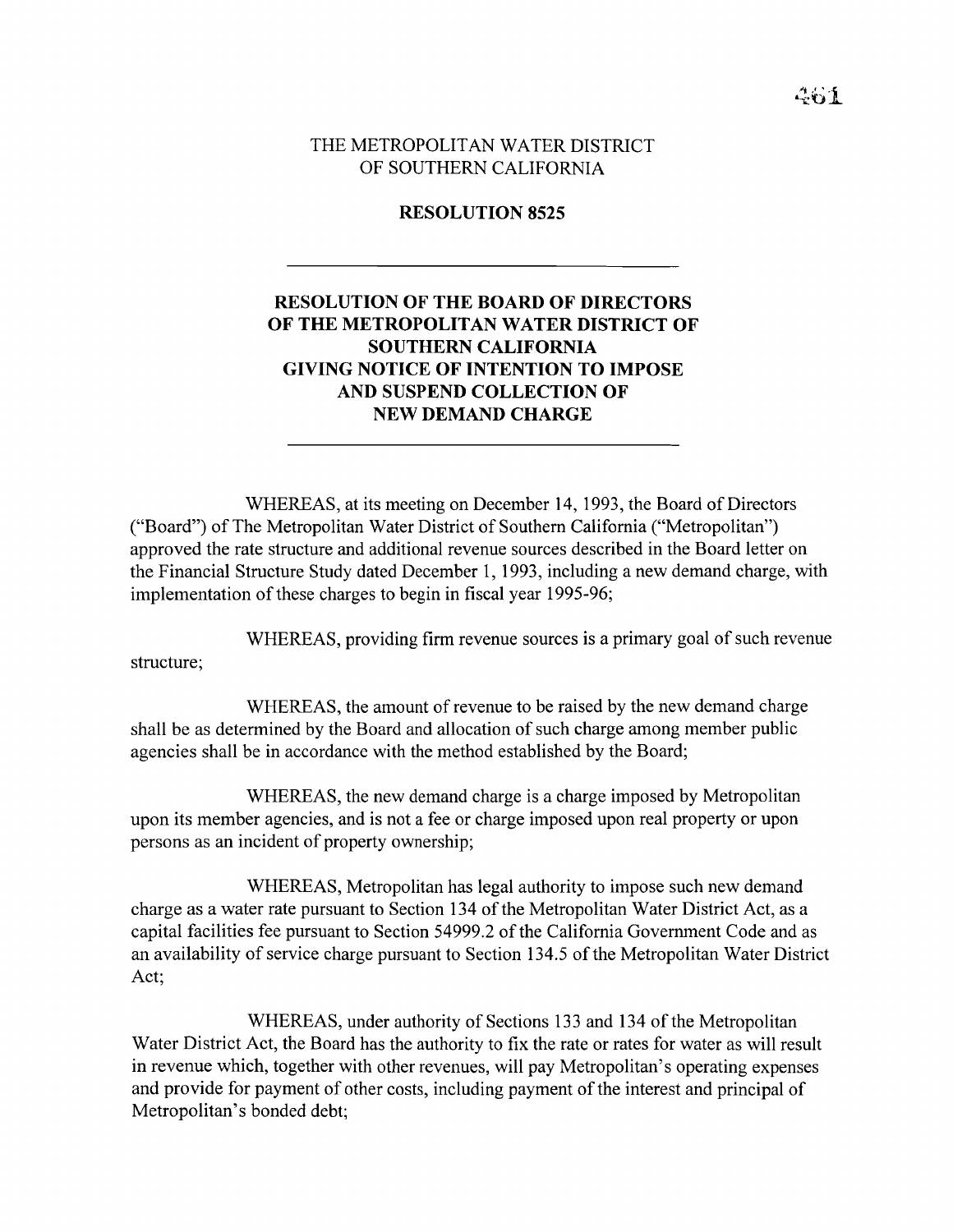# THE METROPOLITAN WATER DISTRICT OF SOUTHERN CALIFORNIA

## RESOLUTION 8525

---

## RESOLUTION OF THE BOARD OF DIRECTORS OF THE METROPOLITAN WATER DISTRICT OF SOUTHERN CALIFORNIA GIVING NOTICE OF INTENTION TO IMPOSE AND SUSPEND COLLECTION OF NEW DEMAND CHARGE

---

WHEREAS, at its meeting on December 14, 1993, the Board of Directors ("Board") of The Metropolitan Water District of Southern California ("Metropolitan") approved the rate structure and additional revenue sources described in the Board letter on the Financial Structure Study dated December 1, 1993, including a new demand charge, with implementation of these charges to begin in fiscal year 1995-96;

WHEREAS, providing firm revenue sources is a primary goal of such revenue structure;

WHEREAS, the amount of revenue to be raised by the new demand charge shall be as determined by the Board and allocation of such charge among member public agencies shall be in accordance with the method established by the Board;

WHEREAS, the new demand charge is a charge imposed by Metropolitan upon its member agencies, and is not a fee or charge imposed upon real property or upon persons as an incident of property ownership;

WHEREAS, Metropolitan has legal authority to impose such new demand charge as a water rate pursuant to Section 134 of the Metropolitan Water District Act, as a capital facilities fee pursuant to Section 54999.2 of the California Government Code and as an availability of service charge pursuant to Section 134.5 of the Metropolitan Water District Act;

WHEREAS, under authority of Sections 133 and 134 of the Metropolitan Water District Act, the Board has the authority to fix the rate or rates for water as will result in revenue which, together with other revenues, will pay Metropolitan's operating expenses and provide for payment of other costs, including payment of the interest and principal of Metropolitan's bonded debt;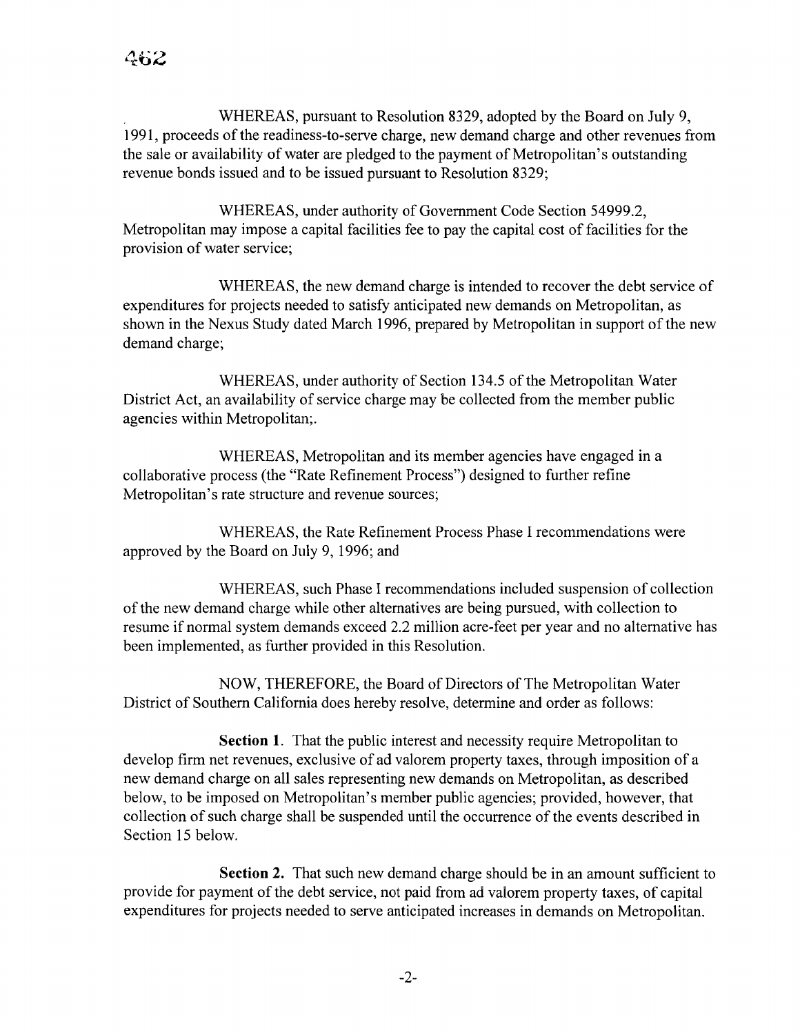WHEREAS, pursuant to Resolution 8329, adopted by the Board on July 9, 1991, proceeds of the readiness-to-serve charge, new demand charge and other revenues from the sale or availability of water are pledged to the payment of Metropolitan's outstanding revenue bonds issued and to be issued pursuant to Resolution 8329;

WHEREAS, under authority of Government Code Section 54999.2, Metropolitan may impose a capital facilities fee to pay the capital cost of facilities for the provision of water service;

WHEREAS, the new demand charge is intended to recover the debt service of expenditures for projects needed to satisfy anticipated new demands on Metropolitan, as shown in the Nexus Study dated March 1996, prepared by Metropolitan in support of the new demand charge;

WHEREAS, under authority of Section 134.5 of the Metropolitan Water District Act, an availability of service charge may be collected from the member public agencies within Metropolitan;.

WHEREAS, Metropolitan and its member agencies have engaged in a collaborative process (the "Rate Refinement Process") designed to further refine Metropolitan's rate structure and revenue sources;

WHEREAS, the Rate Refinement Process Phase I recommendations were approved by the Board on July 9, 1996; and

WHEREAS, such Phase I recommendations included suspension of collection of the new demand charge while other alternatives are being pursued, with collection to resume if normal system demands exceed 2.2 million acre-feet per year and no alternative has been implemented, as further provided in this Resolution.

NOW, THEREFORE, the Board of Directors of The Metropolitan Water District of Southern California does hereby resolve, determine and order as follows:

**Section 1.** That the public interest and necessity require Metropolitan to develop firm net revenues, exclusive of ad valorem property taxes, through imposition of a new demand charge on all sales representing new demands on Metropolitan, as described below, to be imposed on Metropolitan's member public agencies; provided, however, that collection of such charge shall be suspended until the occurrence of the events described in Section 15 below.

**Section 2.** That such new demand charge should be in an amount sufficient to provide for payment of the debt service, not paid from ad valorem property taxes, of capital expenditures for projects needed to serve anticipated increases in demands on Metropolitan.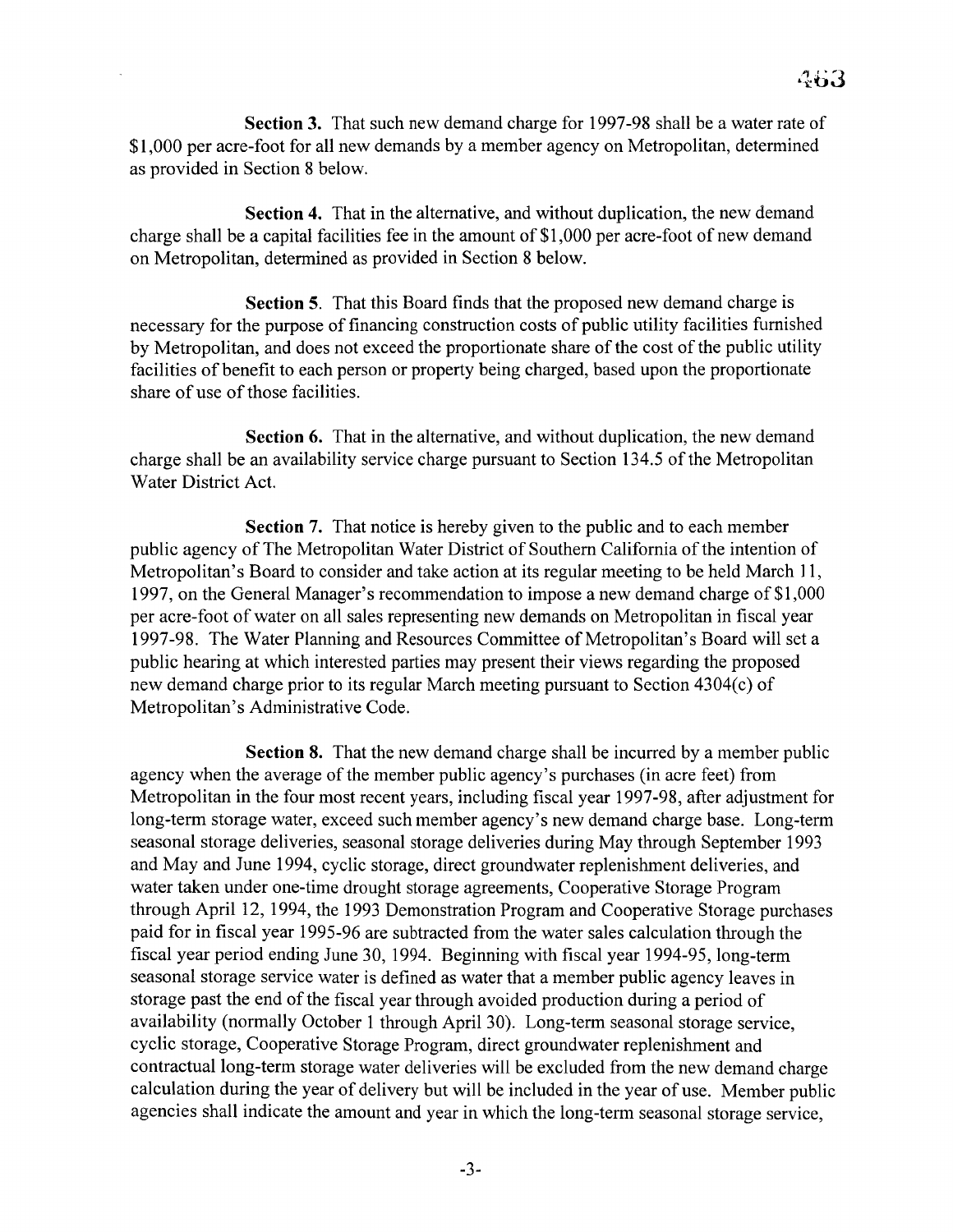**Section 3.** That such new demand charge for 1997-98 shall be a water rate of $1,000 per acre-foot for all new demands by a member agency on Metropolitan, determined as provided in Section 8 below.

**Section 4.** That in the alternative, and without duplication, the new demand charge shall be a capital facilities fee in the amount of $1,000 per acre-foot of new demand on Metropolitan, determined as provided in Section 8 below.

**Section 5**. That this Board finds that the proposed new demand charge is necessary for the purpose of financing construction costs of public utility facilities furnished by Metropolitan, and does not exceed the proportionate share of the cost of the public utility facilities of benefit to each person or property being charged, based upon the proportionate share of use of those facilities.

**Section 6.** That in the alternative, and without duplication, the new demand charge shall be an availability service charge pursuant to Section 134.5 of the Metropolitan Water District Act.

**Section 7.** That notice is hereby given to the public and to each member public agency of The Metropolitan Water District of Southern California of the intention of Metropolitan's Board to consider and take action at its regular meeting to be held March 11, 1997, on the General Manager's recommendation to impose a new demand charge of $1,000 per acre-foot of water on all sales representing new demands on Metropolitan in fiscal year 1997-98. The Water Planning and Resources Committee of Metropolitan's Board will set a public hearing at which interested parties may present their views regarding the proposed new demand charge prior to its regular March meeting pursuant to Section 4304(c) of Metropolitan's Administrative Code.

**Section 8.** That the new demand charge shall be incurred by a member public agency when the average of the member public agency's purchases (in acre feet) from Metropolitan in the four most recent years, including fiscal year 1997-98, after adjustment for long-term storage water, exceed such member agency's new demand charge base. Long-term seasonal storage deliveries, seasonal storage deliveries during May through September 1993 and May and June 1994, cyclic storage, direct groundwater replenishment deliveries, and water taken under one-time drought storage agreements, Cooperative Storage Program through April 12, 1994, the 1993 Demonstration Program and Cooperative Storage purchases paid for in fiscal year 1995-96 are subtracted from the water sales calculation through the fiscal year period ending June 30, 1994. Beginning with fiscal year 1994-95, long-term seasonal storage service water is defined as water that a member public agency leaves in storage past the end of the fiscal year through avoided production during a period of availability (normally October 1 through April 30). Long-term seasonal storage service, cyclic storage, Cooperative Storage Program, direct groundwater replenishment and contractual long-term storage water deliveries will be excluded from the new demand charge calculation during the year of delivery but will be included in the year of use. Member public agencies shall indicate the amount and year in which the long-term seasonal storage service,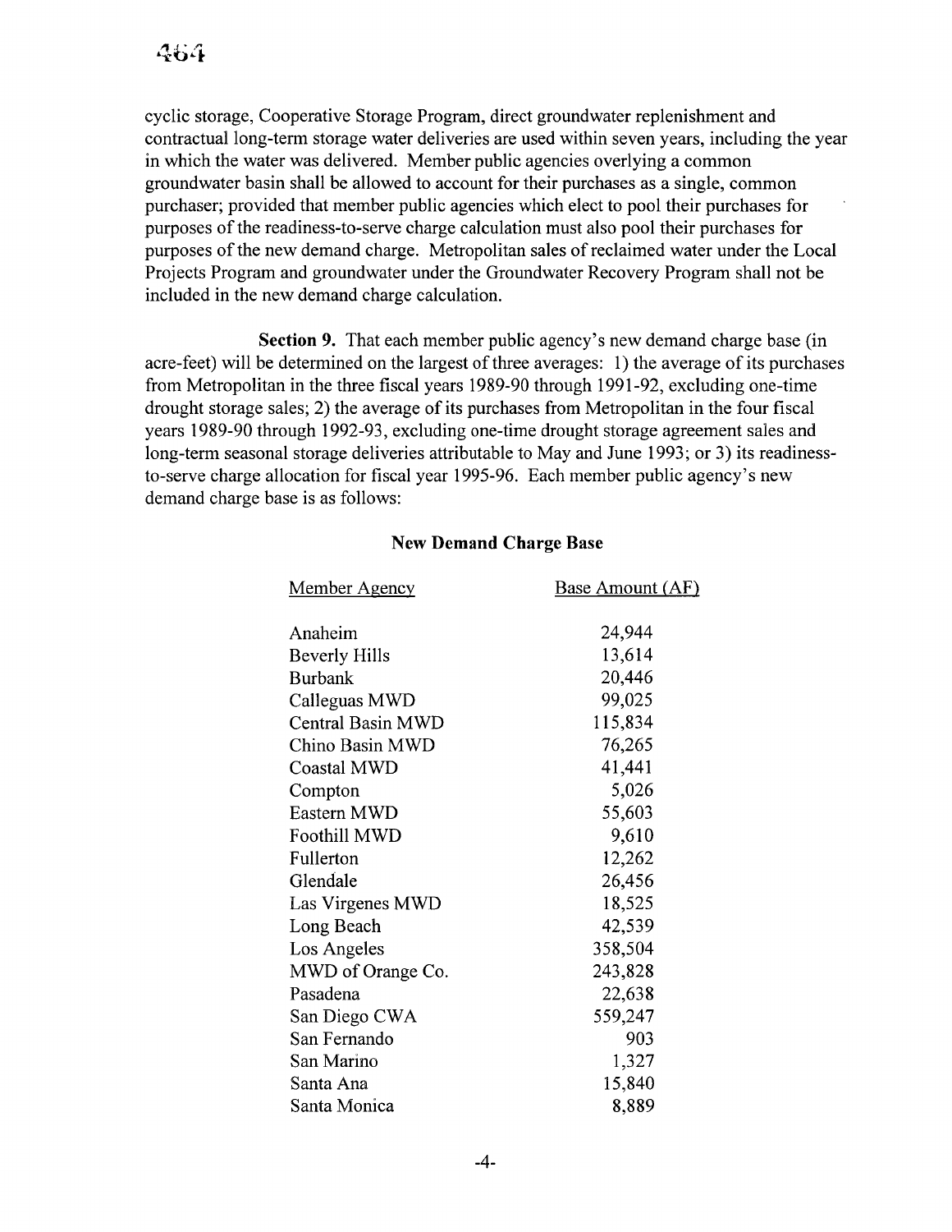cyclic storage, Cooperative Storage Program, direct groundwater replenishment and contractual long-term storage water deliveries are used within seven years, including the year in which the water was delivered. Member public agencies overlying a common groundwater basin shall be allowed to account for their purchases as a single, common purchaser; provided that member public agencies which elect to pool their purchases for purposes of the readiness-to-serve charge calculation must also pool their purchases for purposes of the new demand charge. Metropolitan sales of reclaimed water under the Local Projects Program and groundwater under the Groundwater Recovery Program shall not be included in the new demand charge calculation.

**Section 9.** That each member public agency's new demand charge base (in acre-feet) will be determined on the largest of three averages: 1) the average of its purchases from Metropolitan in the three fiscal years 1989-90 through 1991-92, excluding one-time drought storage sales; 2) the average of its purchases from Metropolitan in the four fiscal years 1989-90 through 1992-93, excluding one-time drought storage agreement sales and long-term seasonal storage deliveries attributable to May and June 1993; or 3) its readiness-to-serve charge allocation for fiscal year 1995-96. Each member public agency's new demand charge base is as follows:

**New Demand Charge Base**

| Member Agency | Base Amount (AF) |
|---|---|
| Anaheim | 24,944 |
| Beverly Hills | 13,614 |
| Burbank | 20,446 |
| Calleguas MWD | 99,025 |
| Central Basin MWD | 115,834 |
| Chino Basin MWD | 76,265 |
| Coastal MWD | 41,441 |
| Compton | 5,026 |
| Eastern MWD | 55,603 |
| Foothill MWD | 9,610 |
| Fullerton | 12,262 |
| Glendale | 26,456 |
| Las Virgenes MWD | 18,525 |
| Long Beach | 42,539 |
| Los Angeles | 358,504 |
| MWD of Orange Co. | 243,828 |
| Pasadena | 22,638 |
| San Diego CWA | 559,247 |
| San Fernando | 903 |
| San Marino | 1,327 |
| Santa Ana | 15,840 |
| Santa Monica | 8,889 |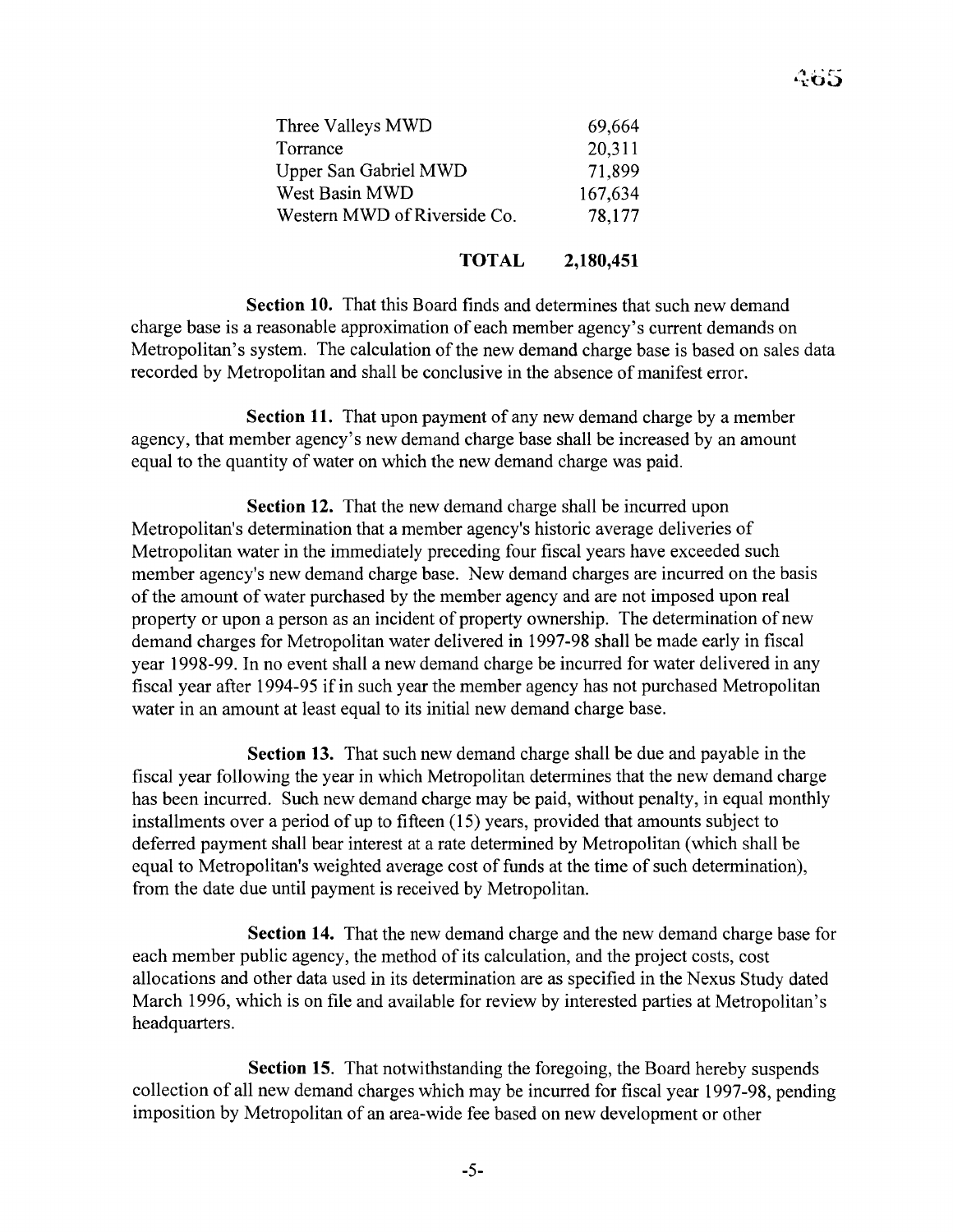| | |
|---|---|
| Three Valleys MWD | 69,664 |
| Torrance | 20,311 |
| Upper San Gabriel MWD | 71,899 |
| West Basin MWD | 167,634 |
| Western MWD of Riverside Co. | 78,177 |
| **TOTAL** | **2,180,451** |

**Section 10.** That this Board finds and determines that such new demand charge base is a reasonable approximation of each member agency's current demands on Metropolitan's system. The calculation of the new demand charge base is based on sales data recorded by Metropolitan and shall be conclusive in the absence of manifest error.

**Section 11.** That upon payment of any new demand charge by a member agency, that member agency's new demand charge base shall be increased by an amount equal to the quantity of water on which the new demand charge was paid.

**Section 12.** That the new demand charge shall be incurred upon Metropolitan's determination that a member agency's historic average deliveries of Metropolitan water in the immediately preceding four fiscal years have exceeded such member agency's new demand charge base. New demand charges are incurred on the basis of the amount of water purchased by the member agency and are not imposed upon real property or upon a person as an incident of property ownership. The determination of new demand charges for Metropolitan water delivered in 1997-98 shall be made early in fiscal year 1998-99. In no event shall a new demand charge be incurred for water delivered in any fiscal year after 1994-95 if in such year the member agency has not purchased Metropolitan water in an amount at least equal to its initial new demand charge base.

**Section 13.** That such new demand charge shall be due and payable in the fiscal year following the year in which Metropolitan determines that the new demand charge has been incurred. Such new demand charge may be paid, without penalty, in equal monthly installments over a period of up to fifteen (15) years, provided that amounts subject to deferred payment shall bear interest at a rate determined by Metropolitan (which shall be equal to Metropolitan's weighted average cost of funds at the time of such determination), from the date due until payment is received by Metropolitan.

**Section 14.** That the new demand charge and the new demand charge base for each member public agency, the method of its calculation, and the project costs, cost allocations and other data used in its determination are as specified in the Nexus Study dated March 1996, which is on file and available for review by interested parties at Metropolitan's headquarters.

**Section 15**. That notwithstanding the foregoing, the Board hereby suspends collection of all new demand charges which may be incurred for fiscal year 1997-98, pending imposition by Metropolitan of an area-wide fee based on new development or other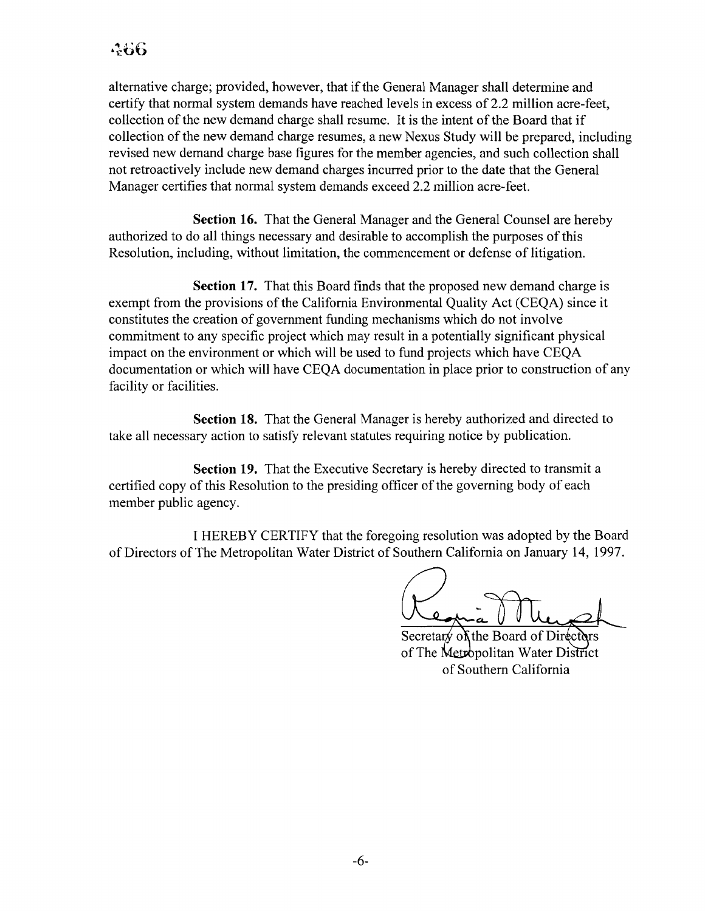alternative charge; provided, however, that if the General Manager shall determine and certify that normal system demands have reached levels in excess of 2.2 million acre-feet, collection of the new demand charge shall resume. It is the intent of the Board that if collection of the new demand charge resumes, a new Nexus Study will be prepared, including revised new demand charge base figures for the member agencies, and such collection shall not retroactively include new demand charges incurred prior to the date that the General Manager certifies that normal system demands exceed 2.2 million acre-feet.

**Section 16.** That the General Manager and the General Counsel are hereby authorized to do all things necessary and desirable to accomplish the purposes of this Resolution, including, without limitation, the commencement or defense of litigation.

**Section 17.** That this Board finds that the proposed new demand charge is exempt from the provisions of the California Environmental Quality Act (CEQA) since it constitutes the creation of government funding mechanisms which do not involve commitment to any specific project which may result in a potentially significant physical impact on the environment or which will be used to fund projects which have CEQA documentation or which will have CEQA documentation in place prior to construction of any facility or facilities.

**Section 18.** That the General Manager is hereby authorized and directed to take all necessary action to satisfy relevant statutes requiring notice by publication.

**Section 19.** That the Executive Secretary is hereby directed to transmit a certified copy of this Resolution to the presiding officer of the governing body of each member public agency.

I HEREBY CERTIFY that the foregoing resolution was adopted by the Board of Directors of The Metropolitan Water District of Southern California on January 14, 1997.

Secretary of the Board of Directors
of The Metropolitan Water District
of Southern California